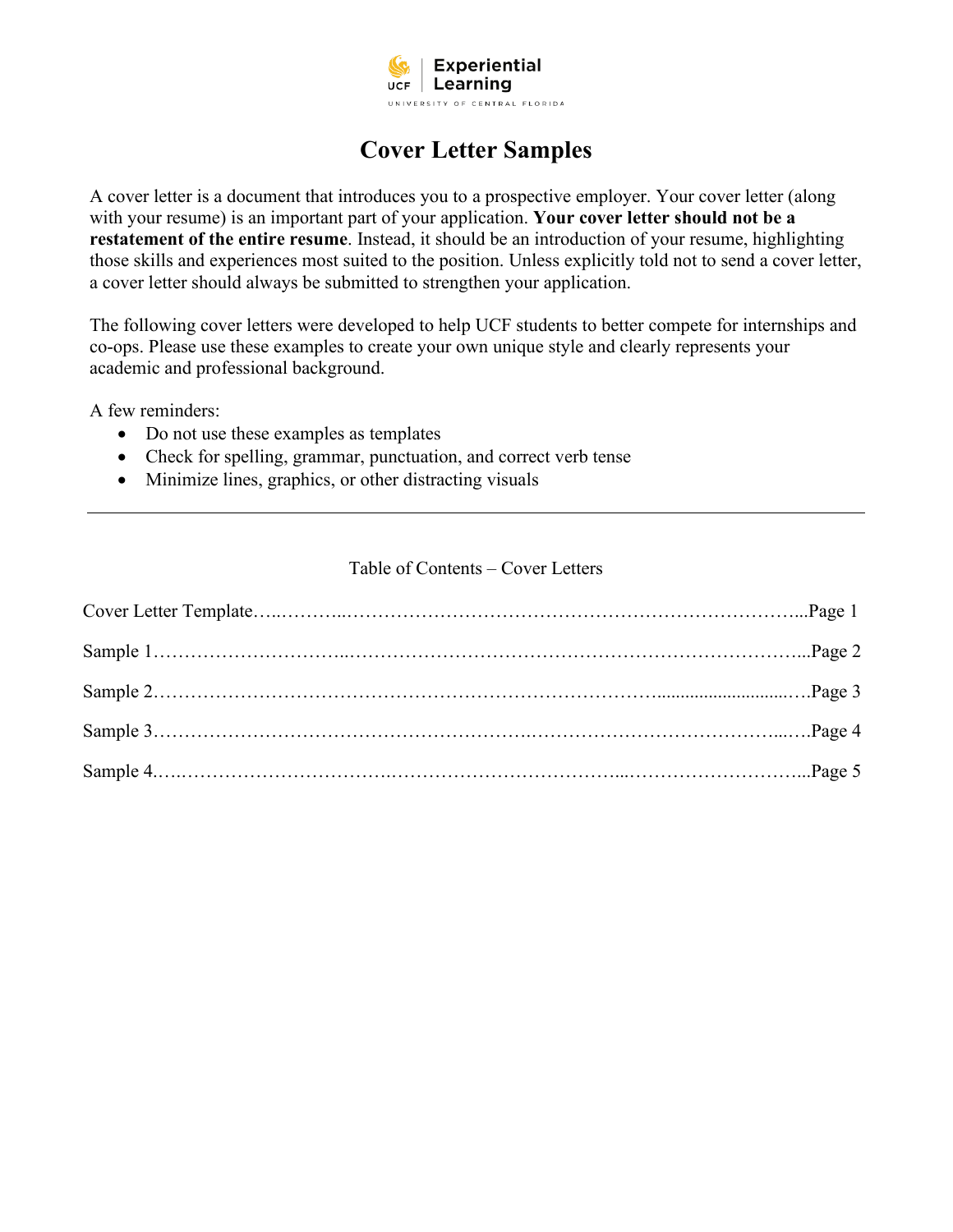Experiential Learning
UNIVERSITY OF CENTRAL FLORIDA

# Cover Letter Samples

A cover letter is a document that introduces you to a prospective employer. Your cover letter (along with your resume) is an important part of your application. **Your cover letter should not be a restatement of the entire resume**. Instead, it should be an introduction of your resume, highlighting those skills and experiences most suited to the position. Unless explicitly told not to send a cover letter, a cover letter should always be submitted to strengthen your application.

The following cover letters were developed to help UCF students to better compete for internships and co-ops. Please use these examples to create your own unique style and clearly represents your academic and professional background.

A few reminders:

- Do not use these examples as templates
- Check for spelling, grammar, punctuation, and correct verb tense
- Minimize lines, graphics, or other distracting visuals

---

Table of Contents – Cover Letters

Cover Letter Template…..………..………………………………………………………………...Page 1

Sample 1………………………..……………………………………………………………….....Page 2

Sample 2……………………………………………………………………............................….Page 3

Sample 3…………………………………………………..……………………………………...…Page 4

Sample 4.….……………………………….……………………………...………………………...Page 5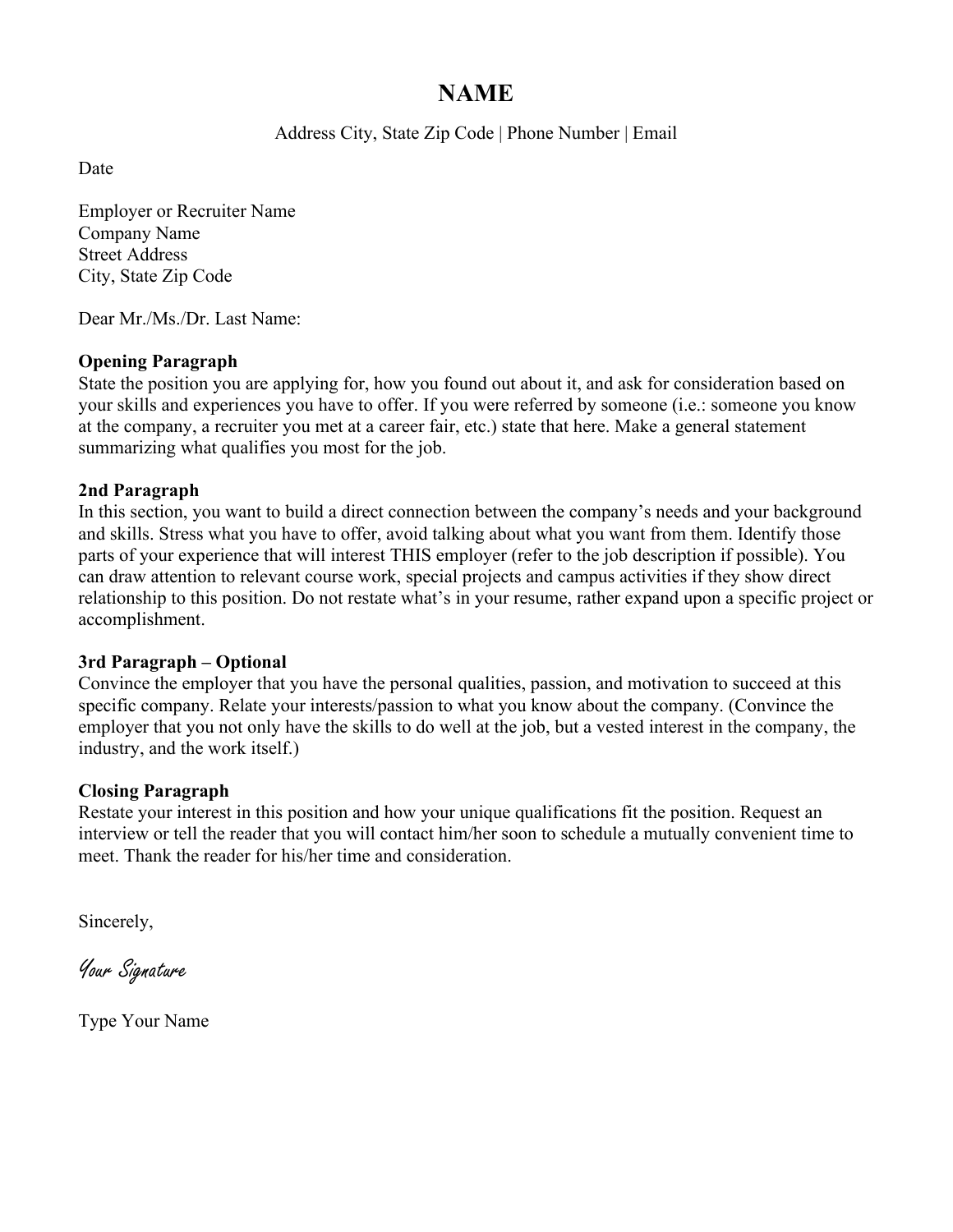# NAME

Address City, State Zip Code | Phone Number | Email

Date

Employer or Recruiter Name
Company Name
Street Address
City, State Zip Code

Dear Mr./Ms./Dr. Last Name:

**Opening Paragraph**
State the position you are applying for, how you found out about it, and ask for consideration based on your skills and experiences you have to offer. If you were referred by someone (i.e.: someone you know at the company, a recruiter you met at a career fair, etc.) state that here. Make a general statement summarizing what qualifies you most for the job.

**2nd Paragraph**
In this section, you want to build a direct connection between the company's needs and your background and skills. Stress what you have to offer, avoid talking about what you want from them. Identify those parts of your experience that will interest THIS employer (refer to the job description if possible). You can draw attention to relevant course work, special projects and campus activities if they show direct relationship to this position. Do not restate what's in your resume, rather expand upon a specific project or accomplishment.

**3rd Paragraph – Optional**
Convince the employer that you have the personal qualities, passion, and motivation to succeed at this specific company. Relate your interests/passion to what you know about the company. (Convince the employer that you not only have the skills to do well at the job, but a vested interest in the company, the industry, and the work itself.)

**Closing Paragraph**
Restate your interest in this position and how your unique qualifications fit the position. Request an interview or tell the reader that you will contact him/her soon to schedule a mutually convenient time to meet. Thank the reader for his/her time and consideration.

Sincerely,

*Your Signature*

Type Your Name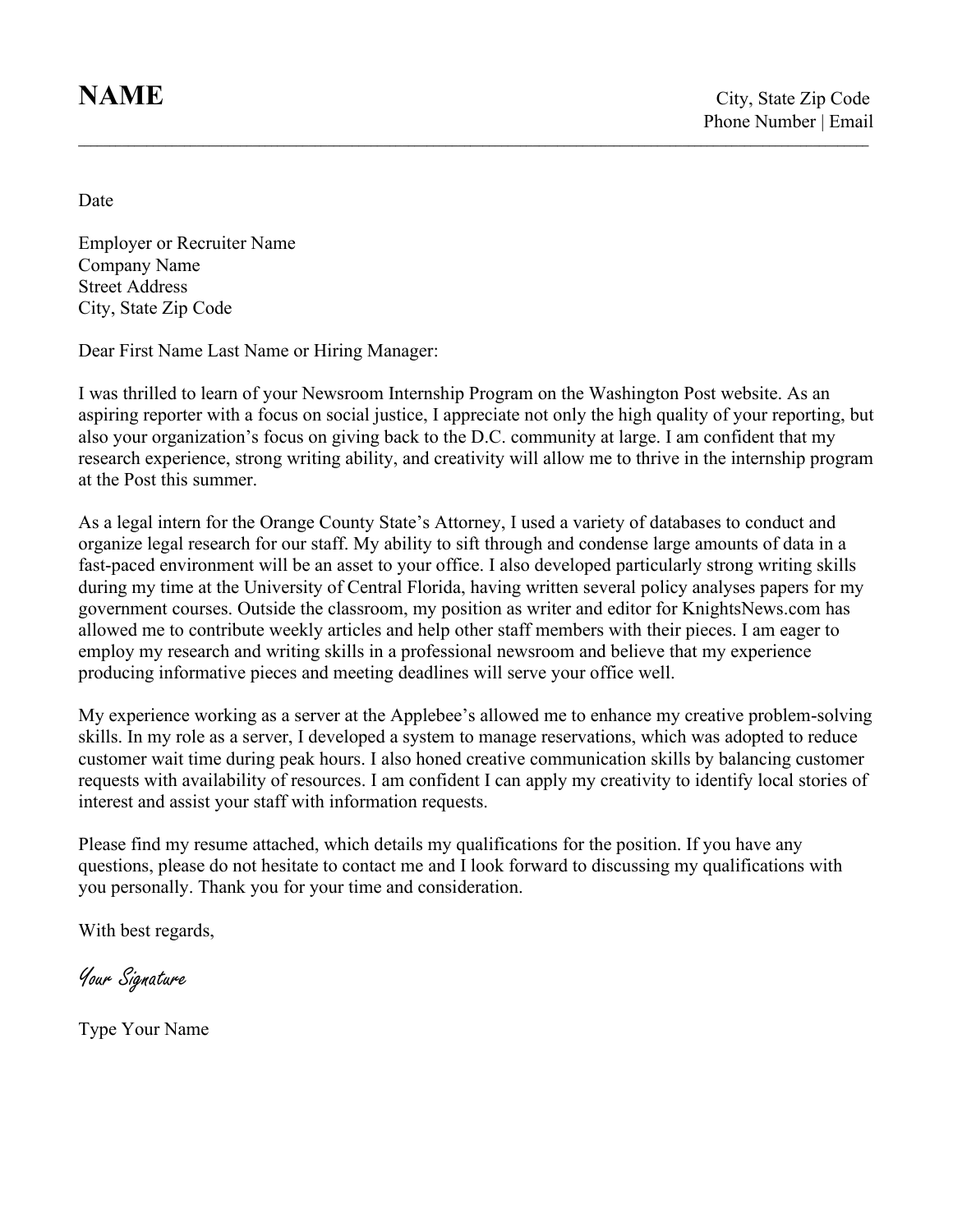# NAME

City, State Zip Code
Phone Number | Email

---

Date

Employer or Recruiter Name
Company Name
Street Address
City, State Zip Code

Dear First Name Last Name or Hiring Manager:

I was thrilled to learn of your Newsroom Internship Program on the Washington Post website. As an aspiring reporter with a focus on social justice, I appreciate not only the high quality of your reporting, but also your organization's focus on giving back to the D.C. community at large. I am confident that my research experience, strong writing ability, and creativity will allow me to thrive in the internship program at the Post this summer.

As a legal intern for the Orange County State's Attorney, I used a variety of databases to conduct and organize legal research for our staff. My ability to sift through and condense large amounts of data in a fast-paced environment will be an asset to your office. I also developed particularly strong writing skills during my time at the University of Central Florida, having written several policy analyses papers for my government courses. Outside the classroom, my position as writer and editor for KnightsNews.com has allowed me to contribute weekly articles and help other staff members with their pieces. I am eager to employ my research and writing skills in a professional newsroom and believe that my experience producing informative pieces and meeting deadlines will serve your office well.

My experience working as a server at the Applebee's allowed me to enhance my creative problem-solving skills. In my role as a server, I developed a system to manage reservations, which was adopted to reduce customer wait time during peak hours. I also honed creative communication skills by balancing customer requests with availability of resources. I am confident I can apply my creativity to identify local stories of interest and assist your staff with information requests.

Please find my resume attached, which details my qualifications for the position. If you have any questions, please do not hesitate to contact me and I look forward to discussing my qualifications with you personally. Thank you for your time and consideration.

With best regards,

*Your Signature*

Type Your Name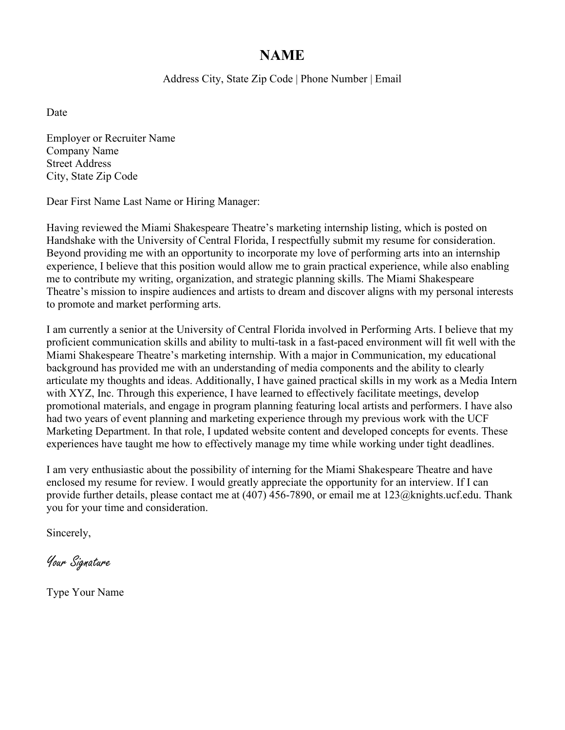# NAME

Address City, State Zip Code | Phone Number | Email

Date

Employer or Recruiter Name  
Company Name  
Street Address  
City, State Zip Code

Dear First Name Last Name or Hiring Manager:

Having reviewed the Miami Shakespeare Theatre's marketing internship listing, which is posted on Handshake with the University of Central Florida, I respectfully submit my resume for consideration. Beyond providing me with an opportunity to incorporate my love of performing arts into an internship experience, I believe that this position would allow me to grain practical experience, while also enabling me to contribute my writing, organization, and strategic planning skills. The Miami Shakespeare Theatre's mission to inspire audiences and artists to dream and discover aligns with my personal interests to promote and market performing arts.

I am currently a senior at the University of Central Florida involved in Performing Arts. I believe that my proficient communication skills and ability to multi-task in a fast-paced environment will fit well with the Miami Shakespeare Theatre's marketing internship. With a major in Communication, my educational background has provided me with an understanding of media components and the ability to clearly articulate my thoughts and ideas. Additionally, I have gained practical skills in my work as a Media Intern with XYZ, Inc. Through this experience, I have learned to effectively facilitate meetings, develop promotional materials, and engage in program planning featuring local artists and performers. I have also had two years of event planning and marketing experience through my previous work with the UCF Marketing Department. In that role, I updated website content and developed concepts for events. These experiences have taught me how to effectively manage my time while working under tight deadlines.

I am very enthusiastic about the possibility of interning for the Miami Shakespeare Theatre and have enclosed my resume for review. I would greatly appreciate the opportunity for an interview. If I can provide further details, please contact me at (407) 456-7890, or email me at 123@knights.ucf.edu. Thank you for your time and consideration.

Sincerely,

*Your Signature*

Type Your Name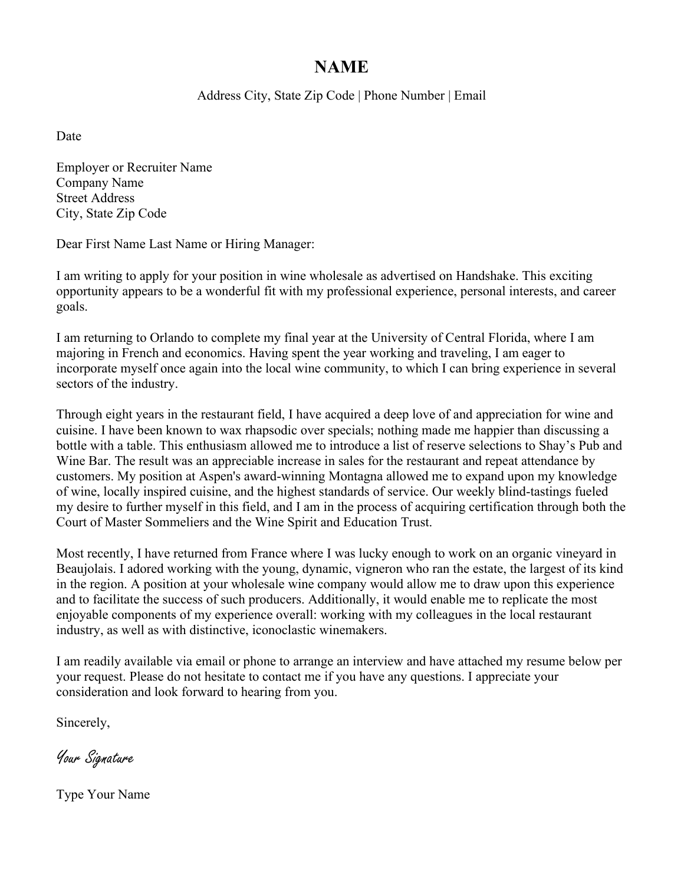# NAME

Address City, State Zip Code | Phone Number | Email

Date

Employer or Recruiter Name
Company Name
Street Address
City, State Zip Code

Dear First Name Last Name or Hiring Manager:

I am writing to apply for your position in wine wholesale as advertised on Handshake. This exciting opportunity appears to be a wonderful fit with my professional experience, personal interests, and career goals.

I am returning to Orlando to complete my final year at the University of Central Florida, where I am majoring in French and economics. Having spent the year working and traveling, I am eager to incorporate myself once again into the local wine community, to which I can bring experience in several sectors of the industry.

Through eight years in the restaurant field, I have acquired a deep love of and appreciation for wine and cuisine. I have been known to wax rhapsodic over specials; nothing made me happier than discussing a bottle with a table. This enthusiasm allowed me to introduce a list of reserve selections to Shay's Pub and Wine Bar. The result was an appreciable increase in sales for the restaurant and repeat attendance by customers. My position at Aspen's award-winning Montagna allowed me to expand upon my knowledge of wine, locally inspired cuisine, and the highest standards of service. Our weekly blind-tastings fueled my desire to further myself in this field, and I am in the process of acquiring certification through both the Court of Master Sommeliers and the Wine Spirit and Education Trust.

Most recently, I have returned from France where I was lucky enough to work on an organic vineyard in Beaujolais. I adored working with the young, dynamic, vigneron who ran the estate, the largest of its kind in the region. A position at your wholesale wine company would allow me to draw upon this experience and to facilitate the success of such producers. Additionally, it would enable me to replicate the most enjoyable components of my experience overall: working with my colleagues in the local restaurant industry, as well as with distinctive, iconoclastic winemakers.

I am readily available via email or phone to arrange an interview and have attached my resume below per your request. Please do not hesitate to contact me if you have any questions. I appreciate your consideration and look forward to hearing from you.

Sincerely,

*Your Signature*

Type Your Name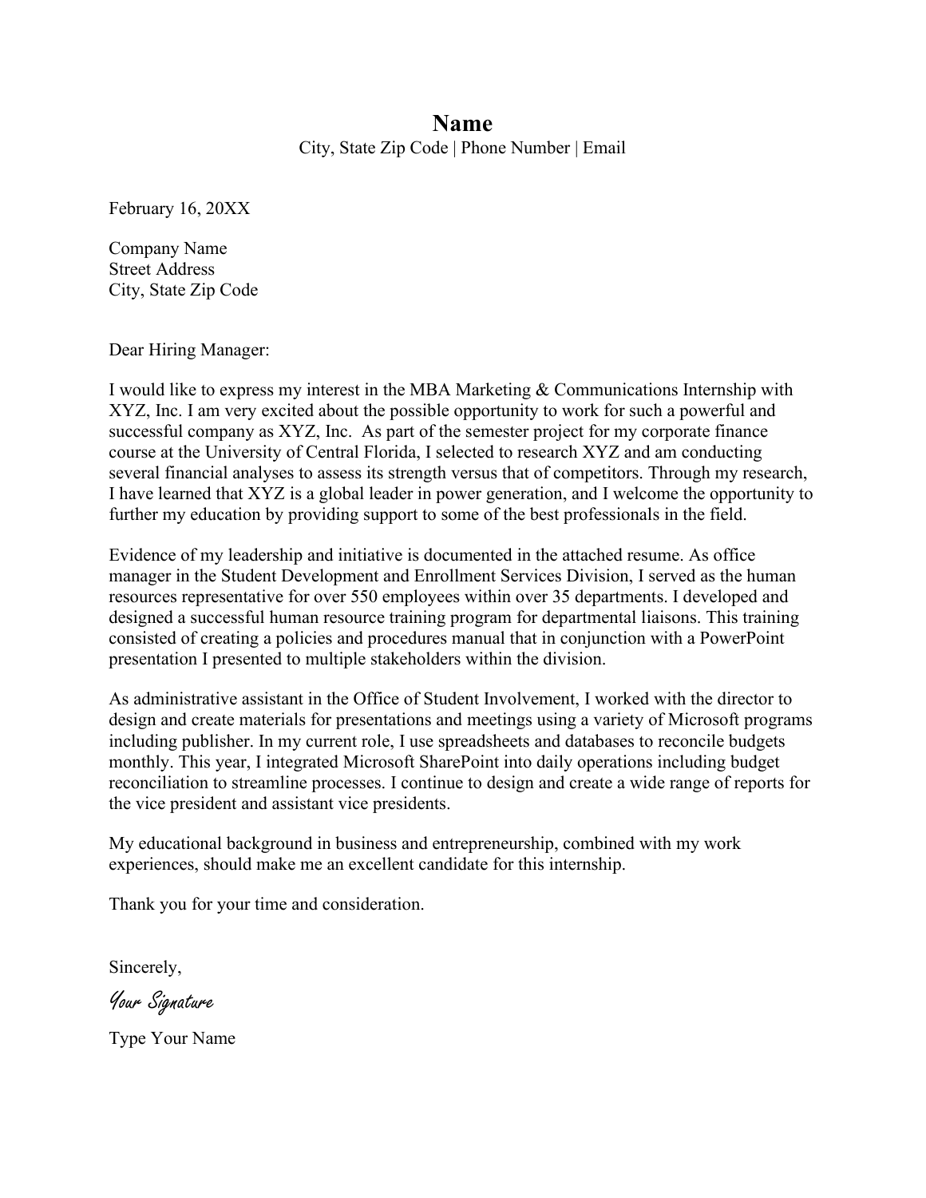# Name

City, State Zip Code | Phone Number | Email

February 16, 20XX

Company Name
Street Address
City, State Zip Code

Dear Hiring Manager:

I would like to express my interest in the MBA Marketing & Communications Internship with XYZ, Inc. I am very excited about the possible opportunity to work for such a powerful and successful company as XYZ, Inc. As part of the semester project for my corporate finance course at the University of Central Florida, I selected to research XYZ and am conducting several financial analyses to assess its strength versus that of competitors. Through my research, I have learned that XYZ is a global leader in power generation, and I welcome the opportunity to further my education by providing support to some of the best professionals in the field.

Evidence of my leadership and initiative is documented in the attached resume. As office manager in the Student Development and Enrollment Services Division, I served as the human resources representative for over 550 employees within over 35 departments. I developed and designed a successful human resource training program for departmental liaisons. This training consisted of creating a policies and procedures manual that in conjunction with a PowerPoint presentation I presented to multiple stakeholders within the division.

As administrative assistant in the Office of Student Involvement, I worked with the director to design and create materials for presentations and meetings using a variety of Microsoft programs including publisher. In my current role, I use spreadsheets and databases to reconcile budgets monthly. This year, I integrated Microsoft SharePoint into daily operations including budget reconciliation to streamline processes. I continue to design and create a wide range of reports for the vice president and assistant vice presidents.

My educational background in business and entrepreneurship, combined with my work experiences, should make me an excellent candidate for this internship.

Thank you for your time and consideration.

Sincerely,

*Your Signature*

Type Your Name